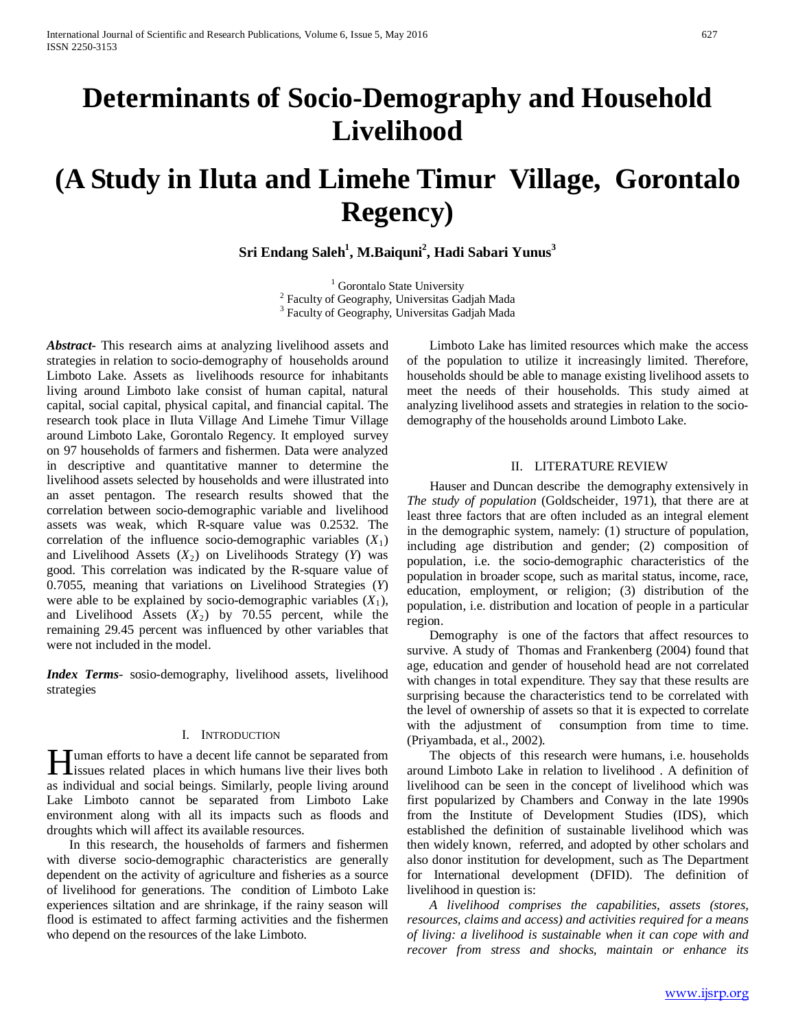# Determinants of Socio-Demography and Household Livelihood

# (A Study in Iluta and Limehe Timur Village, Gorontalo Regency)

**Sri Endang Saleh[1], M.Baiquni[2], Hadi Sabari Yunus[3]**

[1] Gorontalo State University
[2] Faculty of Geography, Universitas Gadjah Mada
[3] Faculty of Geography, Universitas Gadjah Mada

***Abstract*-** This research aims at analyzing livelihood assets and strategies in relation to socio-demography of households around Limboto Lake. Assets as livelihoods resource for inhabitants living around Limboto lake consist of human capital, natural capital, social capital, physical capital, and financial capital. The research took place in Iluta Village And Limehe Timur Village around Limboto Lake, Gorontalo Regency. It employed survey on 97 households of farmers and fishermen. Data were analyzed in descriptive and quantitative manner to determine the livelihood assets selected by households and were illustrated into an asset pentagon. The research results showed that the correlation between socio-demographic variable and livelihood assets was weak, which R-square value was 0.2532. The correlation of the influence socio-demographic variables ($X_1$) and Livelihood Assets ($X_2$) on Livelihoods Strategy ($Y$) was good. This correlation was indicated by the R-square value of 0.7055, meaning that variations on Livelihood Strategies ($Y$) were able to be explained by socio-demographic variables ($X_1$), and Livelihood Assets ($X_2$) by 70.55 percent, while the remaining 29.45 percent was influenced by other variables that were not included in the model.

***Index Terms*-** sosio-demography, livelihood assets, livelihood strategies

## I. Introduction

Human efforts to have a decent life cannot be separated from issues related places in which humans live their lives both as individual and social beings. Similarly, people living around Lake Limboto cannot be separated from Limboto Lake environment along with all its impacts such as floods and droughts which will affect its available resources.

In this research, the households of farmers and fishermen with diverse socio-demographic characteristics are generally dependent on the activity of agriculture and fisheries as a source of livelihood for generations. The condition of Limboto Lake experiences siltation and are shrinkage, if the rainy season will flood is estimated to affect farming activities and the fishermen who depend on the resources of the lake Limboto.

Limboto Lake has limited resources which make the access of the population to utilize it increasingly limited. Therefore, households should be able to manage existing livelihood assets to meet the needs of their households. This study aimed at analyzing livelihood assets and strategies in relation to the socio-demography of the households around Limboto Lake.

## II. Literature Review

Hauser and Duncan describe the demography extensively in *The study of population* (Goldscheider, 1971), that there are at least three factors that are often included as an integral element in the demographic system, namely: (1) structure of population, including age distribution and gender; (2) composition of population, i.e. the socio-demographic characteristics of the population in broader scope, such as marital status, income, race, education, employment, or religion; (3) distribution of the population, i.e. distribution and location of people in a particular region.

Demography is one of the factors that affect resources to survive. A study of Thomas and Frankenberg (2004) found that age, education and gender of household head are not correlated with changes in total expenditure. They say that these results are surprising because the characteristics tend to be correlated with the level of ownership of assets so that it is expected to correlate with the adjustment of consumption from time to time. (Priyambada, et al., 2002).

The objects of this research were humans, i.e. households around Limboto Lake in relation to livelihood . A definition of livelihood can be seen in the concept of livelihood which was first popularized by Chambers and Conway in the late 1990s from the Institute of Development Studies (IDS), which established the definition of sustainable livelihood which was then widely known, referred, and adopted by other scholars and also donor institution for development, such as The Department for International development (DFID). The definition of livelihood in question is:

*A livelihood comprises the capabilities, assets (stores, resources, claims and access) and activities required for a means of living: a livelihood is sustainable when it can cope with and recover from stress and shocks, maintain or enhance its*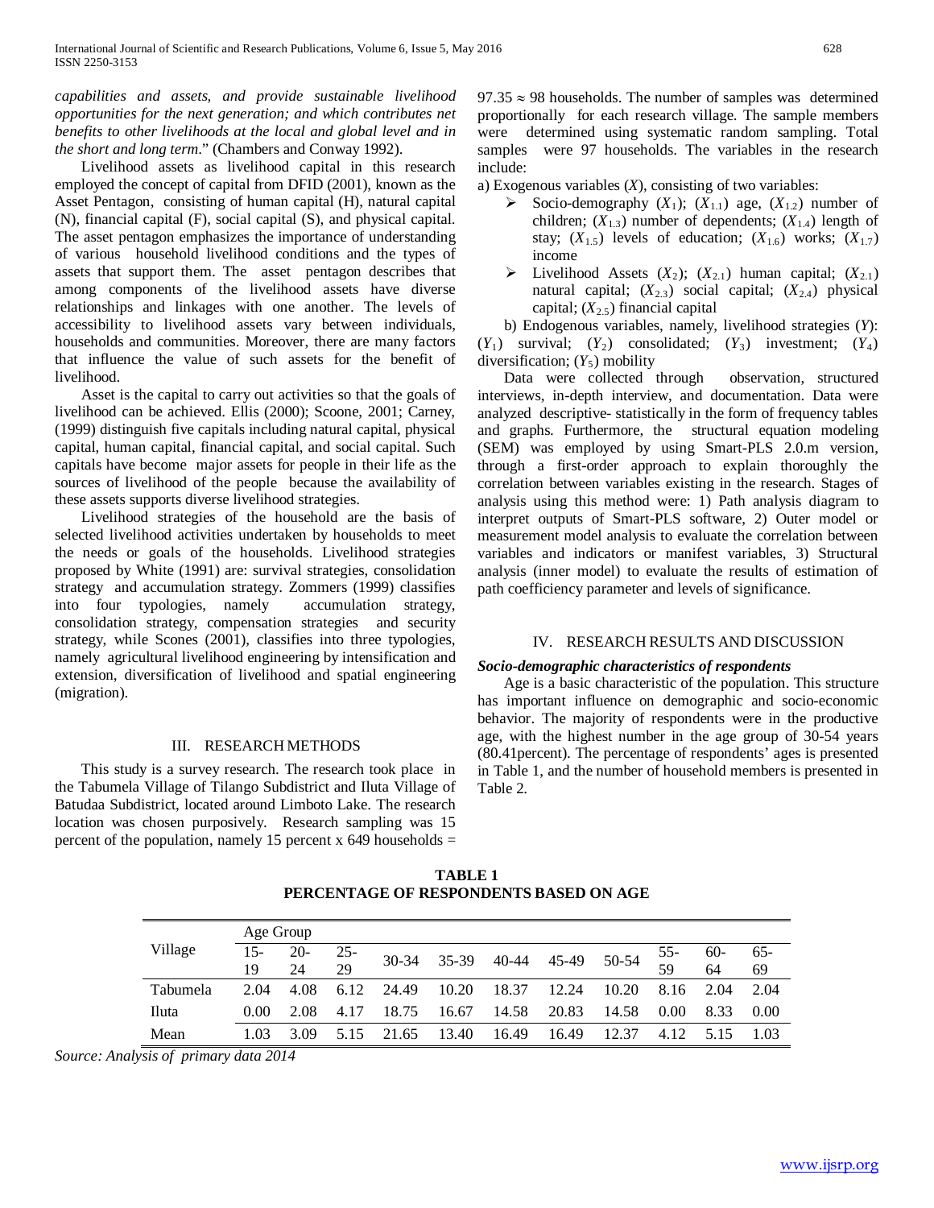*capabilities and assets, and provide sustainable livelihood opportunities for the next generation; and which contributes net benefits to other livelihoods at the local and global level and in the short and long term*." (Chambers and Conway 1992).

Livelihood assets as livelihood capital in this research employed the concept of capital from DFID (2001), known as the Asset Pentagon, consisting of human capital (H), natural capital (N), financial capital (F), social capital (S), and physical capital. The asset pentagon emphasizes the importance of understanding of various household livelihood conditions and the types of assets that support them. The asset pentagon describes that among components of the livelihood assets have diverse relationships and linkages with one another. The levels of accessibility to livelihood assets vary between individuals, households and communities. Moreover, there are many factors that influence the value of such assets for the benefit of livelihood.

Asset is the capital to carry out activities so that the goals of livelihood can be achieved. Ellis (2000); Scoone, 2001; Carney, (1999) distinguish five capitals including natural capital, physical capital, human capital, financial capital, and social capital. Such capitals have become major assets for people in their life as the sources of livelihood of the people because the availability of these assets supports diverse livelihood strategies.

Livelihood strategies of the household are the basis of selected livelihood activities undertaken by households to meet the needs or goals of the households. Livelihood strategies proposed by White (1991) are: survival strategies, consolidation strategy and accumulation strategy. Zommers (1999) classifies into four typologies, namely accumulation strategy, consolidation strategy, compensation strategies and security strategy, while Scones (2001), classifies into three typologies, namely agricultural livelihood engineering by intensification and extension, diversification of livelihood and spatial engineering (migration).

## III. RESEARCH METHODS

This study is a survey research. The research took place in the Tabumela Village of Tilango Subdistrict and Iluta Village of Batudaa Subdistrict, located around Limboto Lake. The research location was chosen purposively. Research sampling was 15 percent of the population, namely 15 percent x 649 households = $97.35 \approx 98$ households. The number of samples was determined proportionally for each research village. The sample members were determined using systematic random sampling. Total samples were 97 households. The variables in the research include:

a) Exogenous variables ($X$), consisting of two variables:

- Socio-demography ($X_1$); ($X_{1.1}$) age, ($X_{1.2}$) number of children; ($X_{1.3}$) number of dependents; ($X_{1.4}$) length of stay; ($X_{1.5}$) levels of education; ($X_{1.6}$) works; ($X_{1.7}$) income
- Livelihood Assets ($X_2$); ($X_{2.1}$) human capital; ($X_{2.1}$) natural capital; ($X_{2.3}$) social capital; ($X_{2.4}$) physical capital; ($X_{2.5}$) financial capital

b) Endogenous variables, namely, livelihood strategies ($Y$): ($Y_1$) survival; ($Y_2$) consolidated; ($Y_3$) investment; ($Y_4$) diversification; ($Y_5$) mobility

Data were collected through observation, structured interviews, in-depth interview, and documentation. Data were analyzed descriptive- statistically in the form of frequency tables and graphs. Furthermore, the structural equation modeling (SEM) was employed by using Smart-PLS 2.0.m version, through a first-order approach to explain thoroughly the correlation between variables existing in the research. Stages of analysis using this method were: 1) Path analysis diagram to interpret outputs of Smart-PLS software, 2) Outer model or measurement model analysis to evaluate the correlation between variables and indicators or manifest variables, 3) Structural analysis (inner model) to evaluate the results of estimation of path coefficiency parameter and levels of significance.

## IV. RESEARCH RESULTS AND DISCUSSION

### *Socio-demographic characteristics of respondents*

Age is a basic characteristic of the population. This structure has important influence on demographic and socio-economic behavior. The majority of respondents were in the productive age, with the highest number in the age group of 30-54 years (80.41percent). The percentage of respondents' ages is presented in Table 1, and the number of household members is presented in Table 2.

**TABLE 1**
**PERCENTAGE OF RESPONDENTS BASED ON AGE**

| Village | Age Group | | | | | | | | | | |
|---|---|---|---|---|---|---|---|---|---|---|---|
| | 15-19 | 20-24 | 25-29 | 30-34 | 35-39 | 40-44 | 45-49 | 50-54 | 55-59 | 60-64 | 65-69 |
| Tabumela | 2.04 | 4.08 | 6.12 | 24.49 | 10.20 | 18.37 | 12.24 | 10.20 | 8.16 | 2.04 | 2.04 |
| Iluta | 0.00 | 2.08 | 4.17 | 18.75 | 16.67 | 14.58 | 20.83 | 14.58 | 0.00 | 8.33 | 0.00 |
| Mean | 1.03 | 3.09 | 5.15 | 21.65 | 13.40 | 16.49 | 16.49 | 12.37 | 4.12 | 5.15 | 1.03 |

*Source: Analysis of primary data 2014*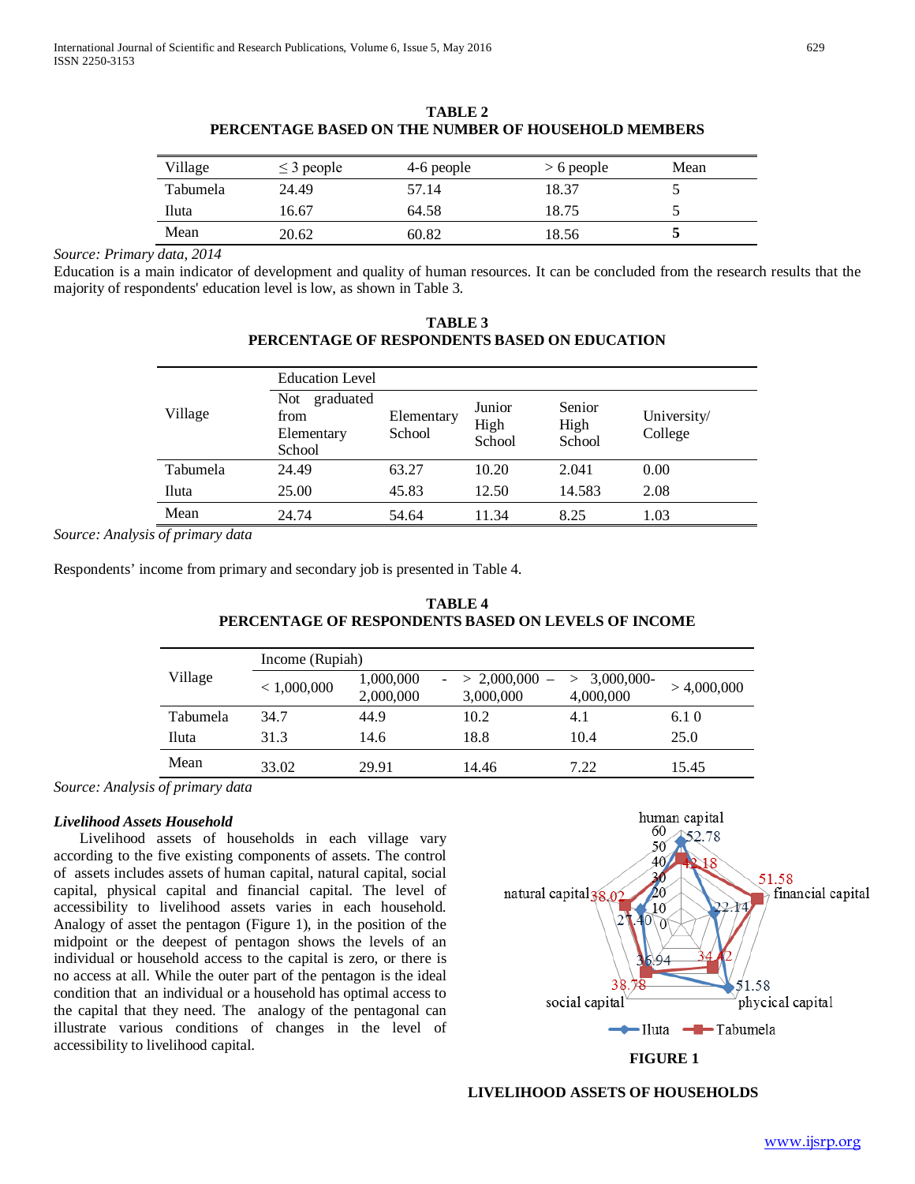**TABLE 2**
**PERCENTAGE BASED ON THE NUMBER OF HOUSEHOLD MEMBERS**

| Village | ≤ 3 people | 4-6 people | > 6 people | Mean |
|---|---|---|---|---|
| Tabumela | 24.49 | 57.14 | 18.37 | 5 |
| Iluta | 16.67 | 64.58 | 18.75 | 5 |
| Mean | 20.62 | 60.82 | 18.56 | **5** |

*Source: Primary data, 2014*

Education is a main indicator of development and quality of human resources. It can be concluded from the research results that the majority of respondents' education level is low, as shown in Table 3.

**TABLE 3**
**PERCENTAGE OF RESPONDENTS BASED ON EDUCATION**

| Village | Education Level | | | | |
|---|---|---|---|---|---|
| | Not graduated from Elementary School | Elementary School | Junior High School | Senior High School | University/ College |
| Tabumela | 24.49 | 63.27 | 10.20 | 2.041 | 0.00 |
| Iluta | 25.00 | 45.83 | 12.50 | 14.583 | 2.08 |
| Mean | 24.74 | 54.64 | 11.34 | 8.25 | 1.03 |

*Source: Analysis of primary data*

Respondents' income from primary and secondary job is presented in Table 4.

**TABLE 4**
**PERCENTAGE OF RESPONDENTS BASED ON LEVELS OF INCOME**

| Village | Income (Rupiah) | | | | |
|---|---|---|---|---|---|
| | < 1,000,000 | 1,000,000 - 2,000,000 | > 2,000,000 – 3,000,000 | > 3,000,000-4,000,000 | > 4,000,000 |
| Tabumela | 34.7 | 44.9 | 10.2 | 4.1 | 6.1 0 |
| Iluta | 31.3 | 14.6 | 18.8 | 10.4 | 25.0 |
| Mean | 33.02 | 29.91 | 14.46 | 7.22 | 15.45 |

*Source: Analysis of primary data*

***Livelihood Assets Household***

Livelihood assets of households in each village vary according to the five existing components of assets. The control of assets includes assets of human capital, natural capital, social capital, physical capital and financial capital. The level of accessibility to livelihood assets varies in each household. Analogy of asset the pentagon (Figure 1), in the position of the midpoint or the deepest of pentagon shows the levels of an individual or household access to the capital is zero, or there is no access at all. While the outer part of the pentagon is the ideal condition that an individual or a household has optimal access to the capital that they need. The analogy of the pentagonal can illustrate various conditions of changes in the level of accessibility to livelihood capital.

**FIGURE 1**

**LIVELIHOOD ASSETS OF HOUSEHOLDS**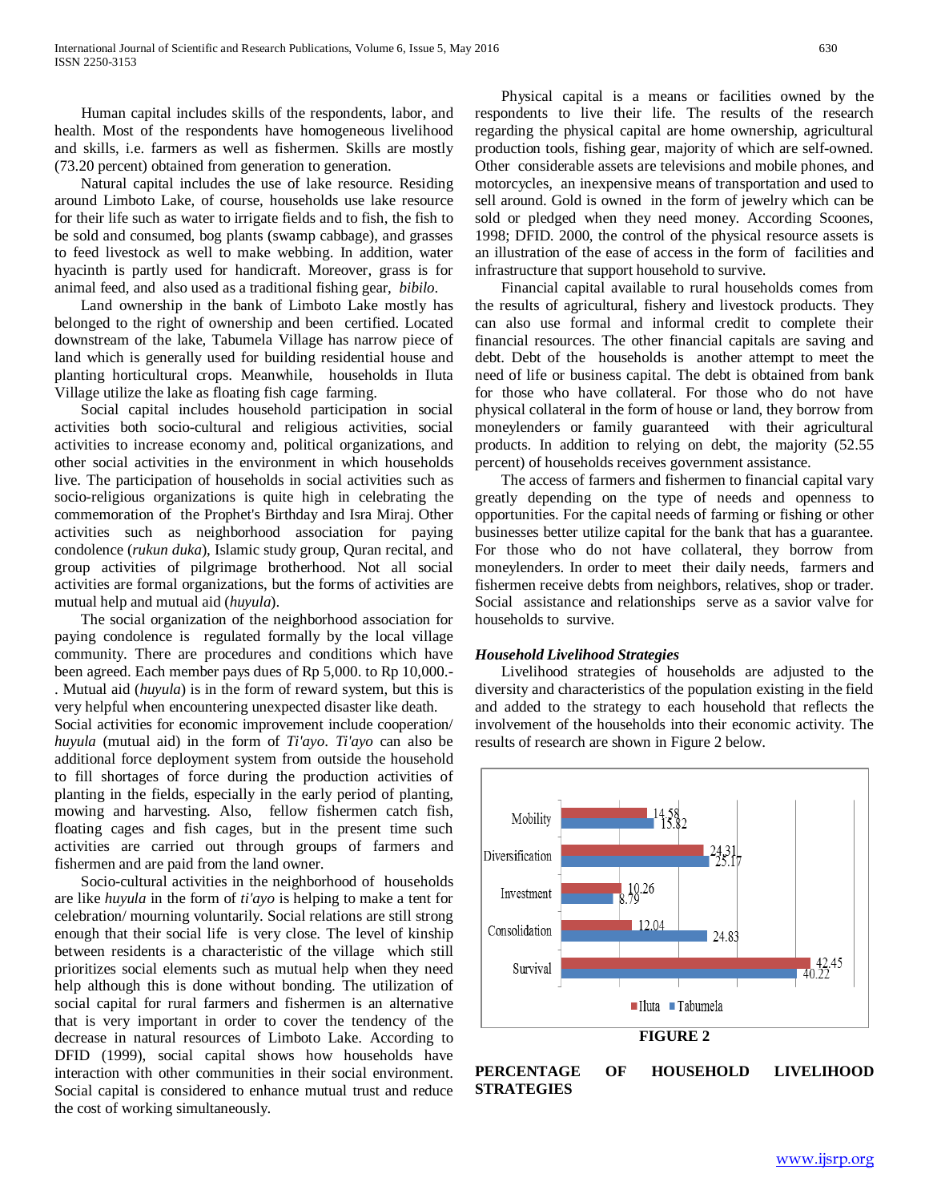Human capital includes skills of the respondents, labor, and health. Most of the respondents have homogeneous livelihood and skills, i.e. farmers as well as fishermen. Skills are mostly (73.20 percent) obtained from generation to generation.

Natural capital includes the use of lake resource. Residing around Limboto Lake, of course, households use lake resource for their life such as water to irrigate fields and to fish, the fish to be sold and consumed, bog plants (swamp cabbage), and grasses to feed livestock as well to make webbing. In addition, water hyacinth is partly used for handicraft. Moreover, grass is for animal feed, and also used as a traditional fishing gear, *bibilo*.

Land ownership in the bank of Limboto Lake mostly has belonged to the right of ownership and been certified. Located downstream of the lake, Tabumela Village has narrow piece of land which is generally used for building residential house and planting horticultural crops. Meanwhile, households in Iluta Village utilize the lake as floating fish cage farming.

Social capital includes household participation in social activities both socio-cultural and religious activities, social activities to increase economy and, political organizations, and other social activities in the environment in which households live. The participation of households in social activities such as socio-religious organizations is quite high in celebrating the commemoration of the Prophet's Birthday and Isra Miraj. Other activities such as neighborhood association for paying condolence (*rukun duka*), Islamic study group, Quran recital, and group activities of pilgrimage brotherhood. Not all social activities are formal organizations, but the forms of activities are mutual help and mutual aid (*huyula*).

The social organization of the neighborhood association for paying condolence is regulated formally by the local village community. There are procedures and conditions which have been agreed. Each member pays dues of Rp 5,000. to Rp 10,000.-. Mutual aid (*huyula*) is in the form of reward system, but this is very helpful when encountering unexpected disaster like death.

Social activities for economic improvement include cooperation/ *huyula* (mutual aid) in the form of *Ti'ayo*. *Ti'ayo* can also be additional force deployment system from outside the household to fill shortages of force during the production activities of planting in the fields, especially in the early period of planting, mowing and harvesting. Also, fellow fishermen catch fish, floating cages and fish cages, but in the present time such activities are carried out through groups of farmers and fishermen and are paid from the land owner.

Socio-cultural activities in the neighborhood of households are like *huyula* in the form of *ti'ayo* is helping to make a tent for celebration/ mourning voluntarily. Social relations are still strong enough that their social life is very close. The level of kinship between residents is a characteristic of the village which still prioritizes social elements such as mutual help when they need help although this is done without bonding. The utilization of social capital for rural farmers and fishermen is an alternative that is very important in order to cover the tendency of the decrease in natural resources of Limboto Lake. According to DFID (1999), social capital shows how households have interaction with other communities in their social environment. Social capital is considered to enhance mutual trust and reduce the cost of working simultaneously.

Physical capital is a means or facilities owned by the respondents to live their life. The results of the research regarding the physical capital are home ownership, agricultural production tools, fishing gear, majority of which are self-owned. Other considerable assets are televisions and mobile phones, and motorcycles, an inexpensive means of transportation and used to sell around. Gold is owned in the form of jewelry which can be sold or pledged when they need money. According Scoones, 1998; DFID. 2000, the control of the physical resource assets is an illustration of the ease of access in the form of facilities and infrastructure that support household to survive.

Financial capital available to rural households comes from the results of agricultural, fishery and livestock products. They can also use formal and informal credit to complete their financial resources. The other financial capitals are saving and debt. Debt of the households is another attempt to meet the need of life or business capital. The debt is obtained from bank for those who have collateral. For those who do not have physical collateral in the form of house or land, they borrow from moneylenders or family guaranteed with their agricultural products. In addition to relying on debt, the majority (52.55 percent) of households receives government assistance.

The access of farmers and fishermen to financial capital vary greatly depending on the type of needs and openness to opportunities. For the capital needs of farming or fishing or other businesses better utilize capital for the bank that has a guarantee. For those who do not have collateral, they borrow from moneylenders. In order to meet their daily needs, farmers and fishermen receive debts from neighbors, relatives, shop or trader. Social assistance and relationships serve as a savior valve for households to survive.

***Household Livelihood Strategies***

Livelihood strategies of households are adjusted to the diversity and characteristics of the population existing in the field and added to the strategy to each household that reflects the involvement of the households into their economic activity. The results of research are shown in Figure 2 below.

| Strategy | Iluta | Tabumela |
|---|---|---|
| Mobility | 14.58 | 15.82 |
| Diversification | 24.31 | 25.17 |
| Investment | 10.26 | 8.79 |
| Consolidation | 12.04 | 24.83 |
| Survival | 42.45 | 40.22 |

**FIGURE 2**

**PERCENTAGE OF HOUSEHOLD LIVELIHOOD STRATEGIES**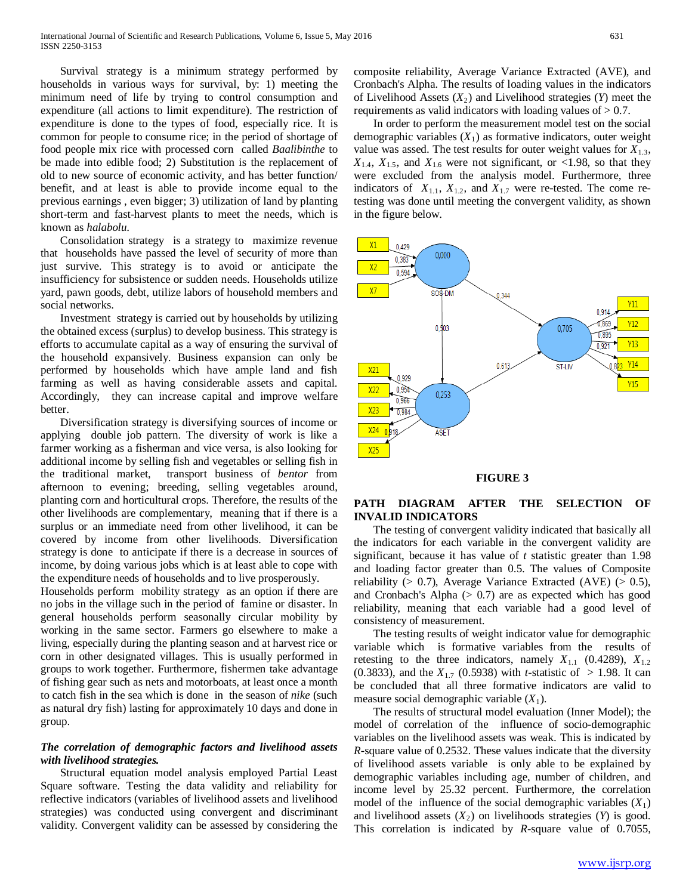Survival strategy is a minimum strategy performed by households in various ways for survival, by: 1) meeting the minimum need of life by trying to control consumption and expenditure (all actions to limit expenditure). The restriction of expenditure is done to the types of food, especially rice. It is common for people to consume rice; in the period of shortage of food people mix rice with processed corn called *Baalibinthe* to be made into edible food; 2) Substitution is the replacement of old to new source of economic activity, and has better function/ benefit, and at least is able to provide income equal to the previous earnings , even bigger; 3) utilization of land by planting short-term and fast-harvest plants to meet the needs, which is known as *halabolu.*

Consolidation strategy is a strategy to maximize revenue that households have passed the level of security of more than just survive. This strategy is to avoid or anticipate the insufficiency for subsistence or sudden needs. Households utilize yard, pawn goods, debt, utilize labors of household members and social networks.

Investment strategy is carried out by households by utilizing the obtained excess (surplus) to develop business. This strategy is efforts to accumulate capital as a way of ensuring the survival of the household expansively. Business expansion can only be performed by households which have ample land and fish farming as well as having considerable assets and capital. Accordingly, they can increase capital and improve welfare better.

Diversification strategy is diversifying sources of income or applying double job pattern. The diversity of work is like a farmer working as a fisherman and vice versa, is also looking for additional income by selling fish and vegetables or selling fish in the traditional market, transport business of *bentor* from afternoon to evening; breeding, selling vegetables around, planting corn and horticultural crops. Therefore, the results of the other livelihoods are complementary, meaning that if there is a surplus or an immediate need from other livelihood, it can be covered by income from other livelihoods. Diversification strategy is done to anticipate if there is a decrease in sources of income, by doing various jobs which is at least able to cope with the expenditure needs of households and to live prosperously.

Households perform mobility strategy as an option if there are no jobs in the village such in the period of famine or disaster. In general households perform seasonally circular mobility by working in the same sector. Farmers go elsewhere to make a living, especially during the planting season and at harvest rice or corn in other designated villages. This is usually performed in groups to work together. Furthermore, fishermen take advantage of fishing gear such as nets and motorboats, at least once a month to catch fish in the sea which is done in the season of *nike* (such as natural dry fish) lasting for approximately 10 days and done in group.

***The correlation of demographic factors and livelihood assets with livelihood strategies.***

Structural equation model analysis employed Partial Least Square software. Testing the data validity and reliability for reflective indicators (variables of livelihood assets and livelihood strategies) was conducted using convergent and discriminant validity. Convergent validity can be assessed by considering the composite reliability, Average Variance Extracted (AVE), and Cronbach's Alpha. The results of loading values in the indicators of Livelihood Assets ($X_2$) and Livelihood strategies ($Y$) meet the requirements as valid indicators with loading values of > 0.7.

In order to perform the measurement model test on the social demographic variables ($X_1$) as formative indicators, outer weight value was assed. The test results for outer weight values for $X_{1.3}$, $X_{1.4}$, $X_{1.5}$, and $X_{1.6}$ were not significant, or <1.98, so that they were excluded from the analysis model. Furthermore, three indicators of $X_{1.1}$, $X_{1.2}$, and $X_{1.7}$ were re-tested. The come re-testing was done until meeting the convergent validity, as shown in the figure below.

**FIGURE 3**

**PATH DIAGRAM AFTER THE SELECTION OF INVALID INDICATORS**

The testing of convergent validity indicated that basically all the indicators for each variable in the convergent validity are significant, because it has value of *t* statistic greater than 1.98 and loading factor greater than 0.5. The values of Composite reliability (> 0.7), Average Variance Extracted (AVE) (> 0.5), and Cronbach's Alpha (> 0.7) are as expected which has good reliability, meaning that each variable had a good level of consistency of measurement.

The testing results of weight indicator value for demographic variable which is formative variables from the results of retesting to the three indicators, namely $X_{1.1}$ (0.4289), $X_{1.2}$ (0.3833), and the $X_{1.7}$ (0.5938) with *t*-statistic of > 1.98. It can be concluded that all three formative indicators are valid to measure social demographic variable ($X_1$).

The results of structural model evaluation (Inner Model); the model of correlation of the influence of socio-demographic variables on the livelihood assets was weak. This is indicated by *R*-square value of 0.2532. These values indicate that the diversity of livelihood assets variable is only able to be explained by demographic variables including age, number of children, and income level by 25.32 percent. Furthermore, the correlation model of the influence of the social demographic variables ($X_1$) and livelihood assets ($X_2$) on livelihoods strategies ($Y$) is good. This correlation is indicated by *R*-square value of 0.7055,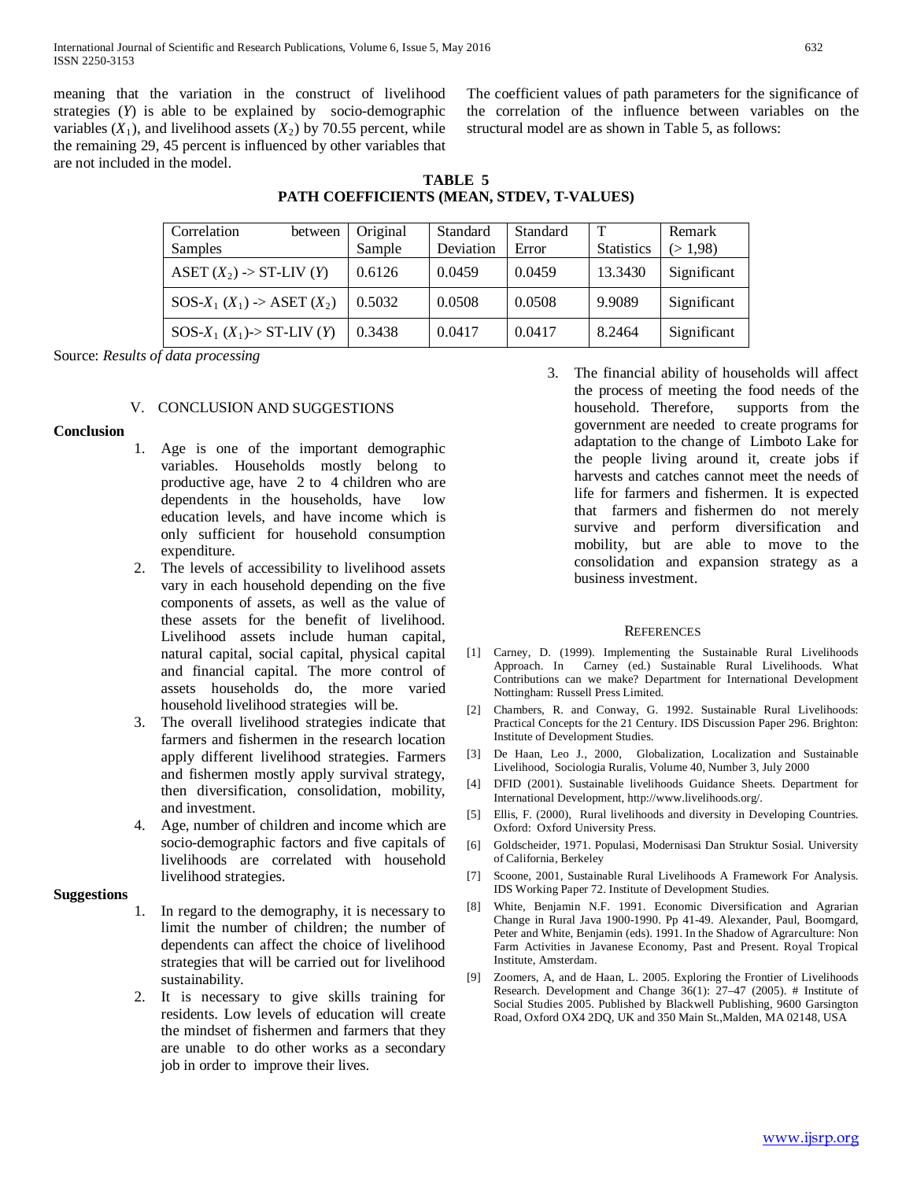meaning that the variation in the construct of livelihood strategies ($Y$) is able to be explained by socio-demographic variables ($X_1$), and livelihood assets ($X_2$) by 70.55 percent, while the remaining 29, 45 percent is influenced by other variables that are not included in the model.

The coefficient values of path parameters for the significance of the correlation of the influence between variables on the structural model are as shown in Table 5, as follows:

**TABLE 5**
**PATH COEFFICIENTS (MEAN, STDEV, T-VALUES)**

| Correlation between Samples | Original Sample | Standard Deviation | Standard Error | T Statistics | Remark (> 1,98) |
|---|---|---|---|---|---|
| ASET ($X_2$) -> ST-LIV ($Y$) | 0.6126 | 0.0459 | 0.0459 | 13.3430 | Significant |
| SOS-$X_1$ ($X_1$) -> ASET ($X_2$) | 0.5032 | 0.0508 | 0.0508 | 9.9089 | Significant |
| SOS-$X_1$ ($X_1$)-> ST-LIV ($Y$) | 0.3438 | 0.0417 | 0.0417 | 8.2464 | Significant |

Source: *Results of data processing*

## V. CONCLUSION AND SUGGESTIONS

**Conclusion**

1. Age is one of the important demographic variables. Households mostly belong to productive age, have 2 to 4 children who are dependents in the households, have low education levels, and have income which is only sufficient for household consumption expenditure.
2. The levels of accessibility to livelihood assets vary in each household depending on the five components of assets, as well as the value of these assets for the benefit of livelihood. Livelihood assets include human capital, natural capital, social capital, physical capital and financial capital. The more control of assets households do, the more varied household livelihood strategies will be.
3. The overall livelihood strategies indicate that farmers and fishermen in the research location apply different livelihood strategies. Farmers and fishermen mostly apply survival strategy, then diversification, consolidation, mobility, and investment.
4. Age, number of children and income which are socio-demographic factors and five capitals of livelihoods are correlated with household livelihood strategies.

**Suggestions**

1. In regard to the demography, it is necessary to limit the number of children; the number of dependents can affect the choice of livelihood strategies that will be carried out for livelihood sustainability.
2. It is necessary to give skills training for residents. Low levels of education will create the mindset of fishermen and farmers that they are unable to do other works as a secondary job in order to improve their lives.
3. The financial ability of households will affect the process of meeting the food needs of the household. Therefore, supports from the government are needed to create programs for adaptation to the change of Limboto Lake for the people living around it, create jobs if harvests and catches cannot meet the needs of life for farmers and fishermen. It is expected that farmers and fishermen do not merely survive and perform diversification and mobility, but are able to move to the consolidation and expansion strategy as a business investment.

## REFERENCES

[1] Carney, D. (1999). Implementing the Sustainable Rural Livelihoods Approach. In Carney (ed.) Sustainable Rural Livelihoods. What Contributions can we make? Department for International Development Nottingham: Russell Press Limited.

[2] Chambers, R. and Conway, G. 1992. Sustainable Rural Livelihoods: Practical Concepts for the 21 Century. IDS Discussion Paper 296. Brighton: Institute of Development Studies.

[3] De Haan, Leo J., 2000, Globalization, Localization and Sustainable Livelihood, Sociologia Ruralis, Volume 40, Number 3, July 2000

[4] DFID (2001). Sustainable livelihoods Guidance Sheets. Department for International Development, http://www.livelihoods.org/.

[5] Ellis, F. (2000), Rural livelihoods and diversity in Developing Countries. Oxford: Oxford University Press.

[6] Goldscheider, 1971. Populasi, Modernisasi Dan Struktur Sosial. University of California, Berkeley

[7] Scoone, 2001, Sustainable Rural Livelihoods A Framework For Analysis. IDS Working Paper 72. Institute of Development Studies.

[8] White, Benjamin N.F. 1991. Economic Diversification and Agrarian Change in Rural Java 1900-1990. Pp 41-49. Alexander, Paul, Boomgard, Peter and White, Benjamin (eds). 1991. In the Shadow of Agrarculture: Non Farm Activities in Javanese Economy, Past and Present. Royal Tropical Institute, Amsterdam.

[9] Zoomers, A, and de Haan, L. 2005. Exploring the Frontier of Livelihoods Research. Development and Change 36(1): 27–47 (2005). # Institute of Social Studies 2005. Published by Blackwell Publishing, 9600 Garsington Road, Oxford OX4 2DQ, UK and 350 Main St.,Malden, MA 02148, USA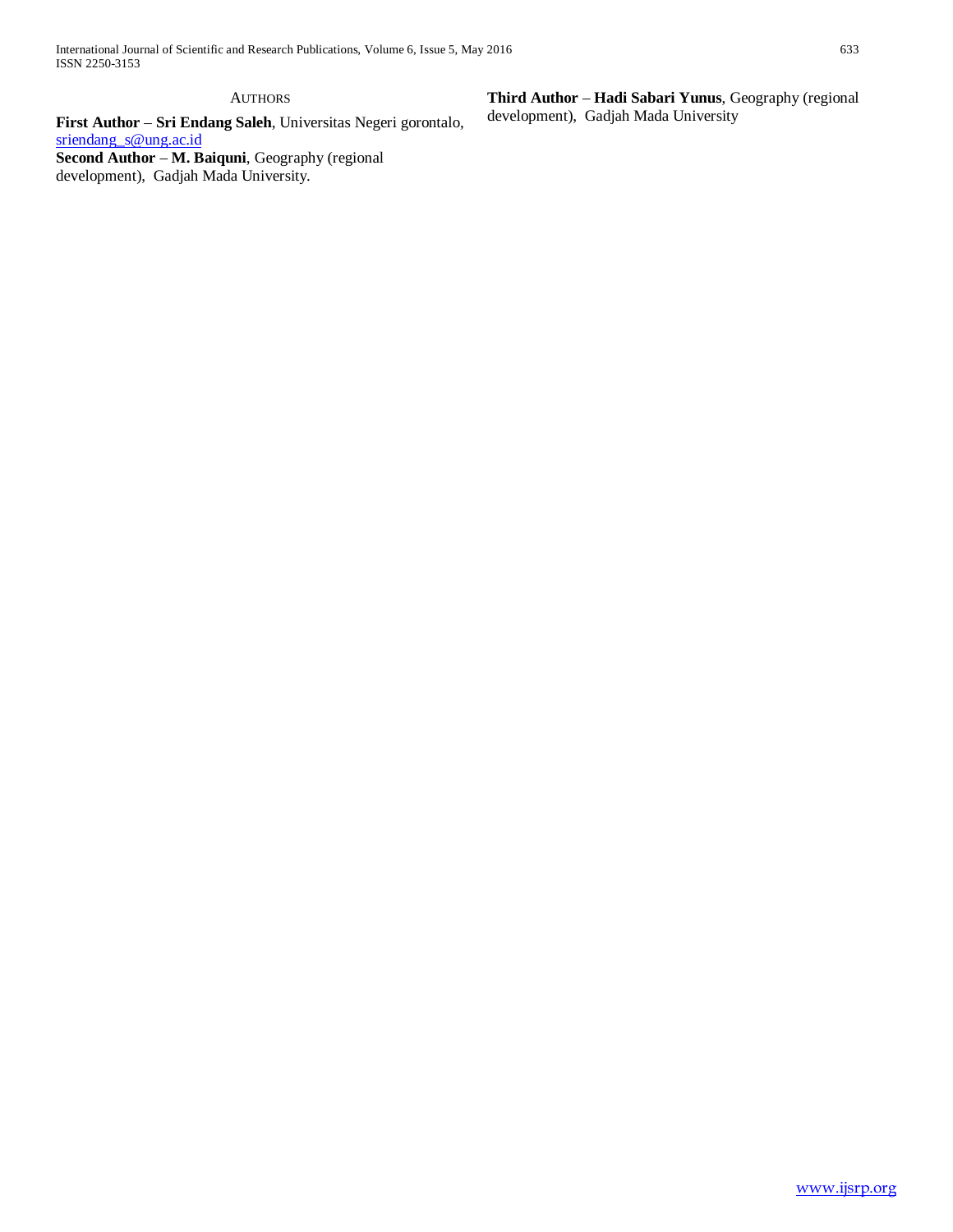## AUTHORS

**First Author** – **Sri Endang Saleh**, Universitas Negeri gorontalo, sriendang_s@ung.ac.id

**Second Author** – **M. Baiquni**, Geography (regional development), Gadjah Mada University.

**Third Author** – **Hadi Sabari Yunus**, Geography (regional development), Gadjah Mada University